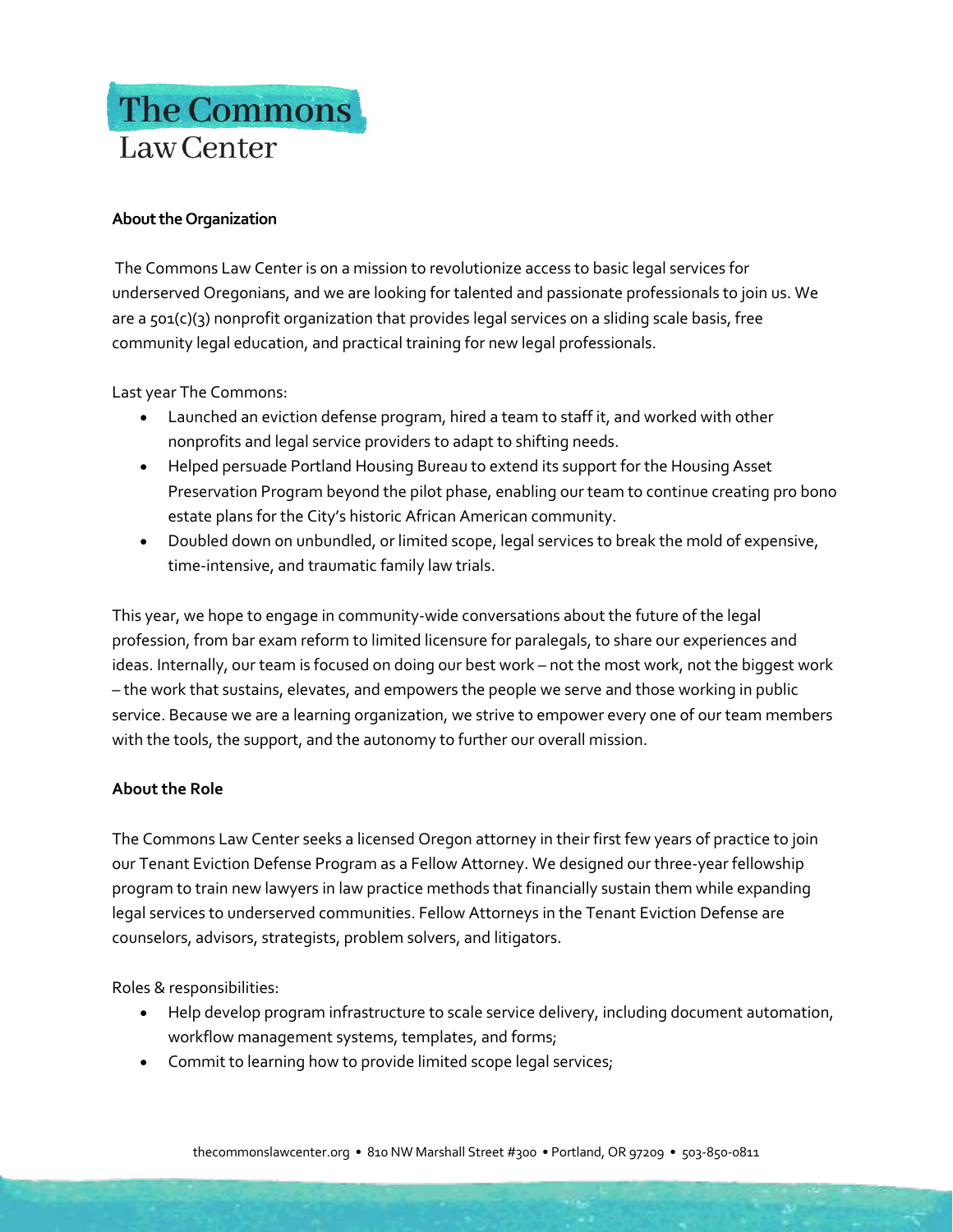# The Commons Law Center

**About the Organization**

The Commons Law Center is on a mission to revolutionize access to basic legal services for underserved Oregonians, and we are looking for talented and passionate professionals to join us. We are a 501(c)(3) nonprofit organization that provides legal services on a sliding scale basis, free community legal education, and practical training for new legal professionals.

Last year The Commons:

- Launched an eviction defense program, hired a team to staff it, and worked with other nonprofits and legal service providers to adapt to shifting needs.
- Helped persuade Portland Housing Bureau to extend its support for the Housing Asset Preservation Program beyond the pilot phase, enabling our team to continue creating pro bono estate plans for the City's historic African American community.
- Doubled down on unbundled, or limited scope, legal services to break the mold of expensive, time-intensive, and traumatic family law trials.

This year, we hope to engage in community-wide conversations about the future of the legal profession, from bar exam reform to limited licensure for paralegals, to share our experiences and ideas. Internally, our team is focused on doing our best work – not the most work, not the biggest work – the work that sustains, elevates, and empowers the people we serve and those working in public service. Because we are a learning organization, we strive to empower every one of our team members with the tools, the support, and the autonomy to further our overall mission.

**About the Role**

The Commons Law Center seeks a licensed Oregon attorney in their first few years of practice to join our Tenant Eviction Defense Program as a Fellow Attorney. We designed our three-year fellowship program to train new lawyers in law practice methods that financially sustain them while expanding legal services to underserved communities. Fellow Attorneys in the Tenant Eviction Defense are counselors, advisors, strategists, problem solvers, and litigators.

Roles & responsibilities:

- Help develop program infrastructure to scale service delivery, including document automation, workflow management systems, templates, and forms;
- Commit to learning how to provide limited scope legal services;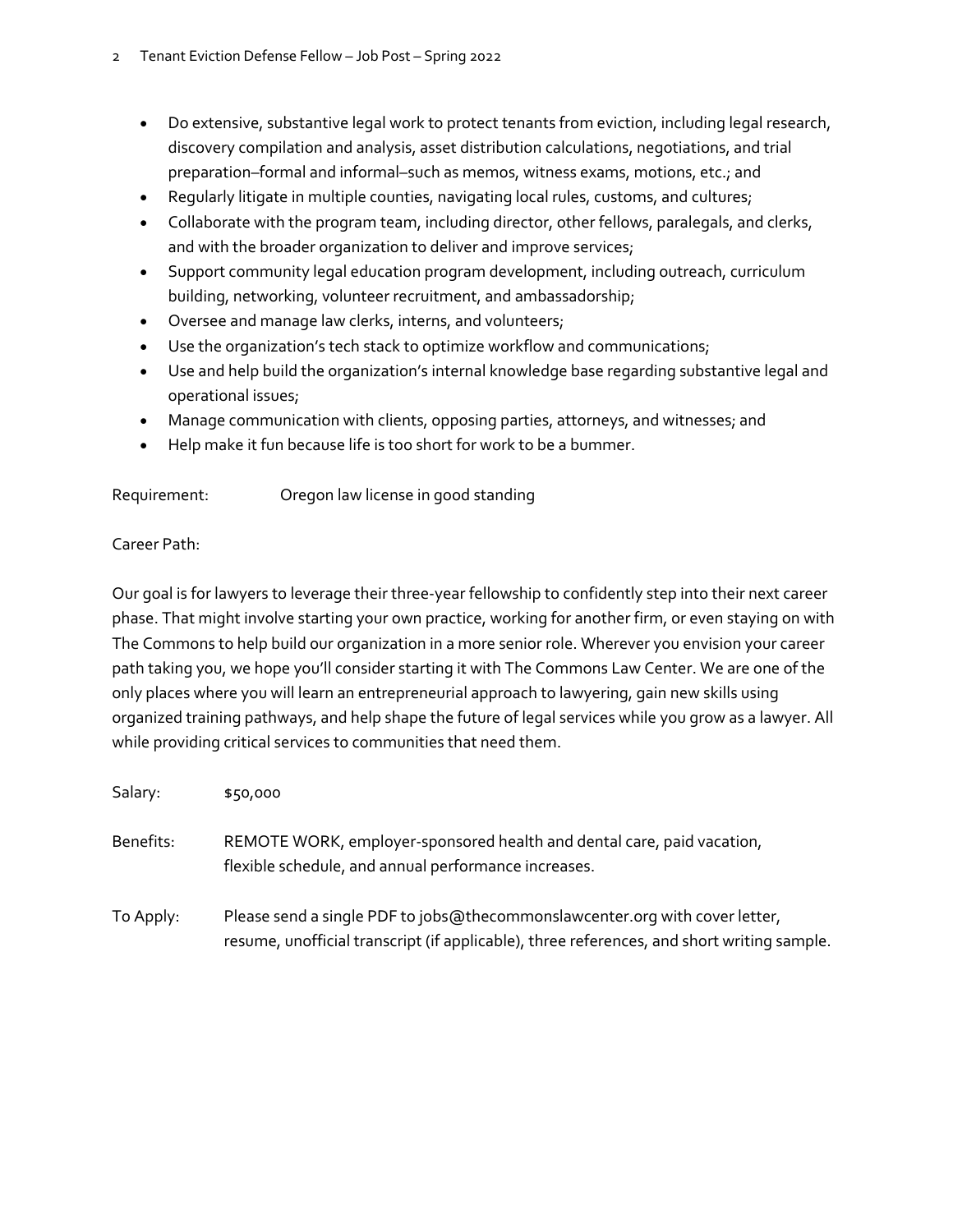- Do extensive, substantive legal work to protect tenants from eviction, including legal research, discovery compilation and analysis, asset distribution calculations, negotiations, and trial preparation–formal and informal–such as memos, witness exams, motions, etc.; and
- Regularly litigate in multiple counties, navigating local rules, customs, and cultures;
- Collaborate with the program team, including director, other fellows, paralegals, and clerks, and with the broader organization to deliver and improve services;
- Support community legal education program development, including outreach, curriculum building, networking, volunteer recruitment, and ambassadorship;
- Oversee and manage law clerks, interns, and volunteers;
- Use the organization's tech stack to optimize workflow and communications;
- Use and help build the organization's internal knowledge base regarding substantive legal and operational issues;
- Manage communication with clients, opposing parties, attorneys, and witnesses; and
- Help make it fun because life is too short for work to be a bummer.

Requirement: Oregon law license in good standing

Career Path:

Our goal is for lawyers to leverage their three-year fellowship to confidently step into their next career phase. That might involve starting your own practice, working for another firm, or even staying on with The Commons to help build our organization in a more senior role. Wherever you envision your career path taking you, we hope you'll consider starting it with The Commons Law Center. We are one of the only places where you will learn an entrepreneurial approach to lawyering, gain new skills using organized training pathways, and help shape the future of legal services while you grow as a lawyer. All while providing critical services to communities that need them.

Salary: $50,000

Benefits: REMOTE WORK, employer-sponsored health and dental care, paid vacation, flexible schedule, and annual performance increases.

To Apply: Please send a single PDF to jobs@thecommonslawcenter.org with cover letter, resume, unofficial transcript (if applicable), three references, and short writing sample.